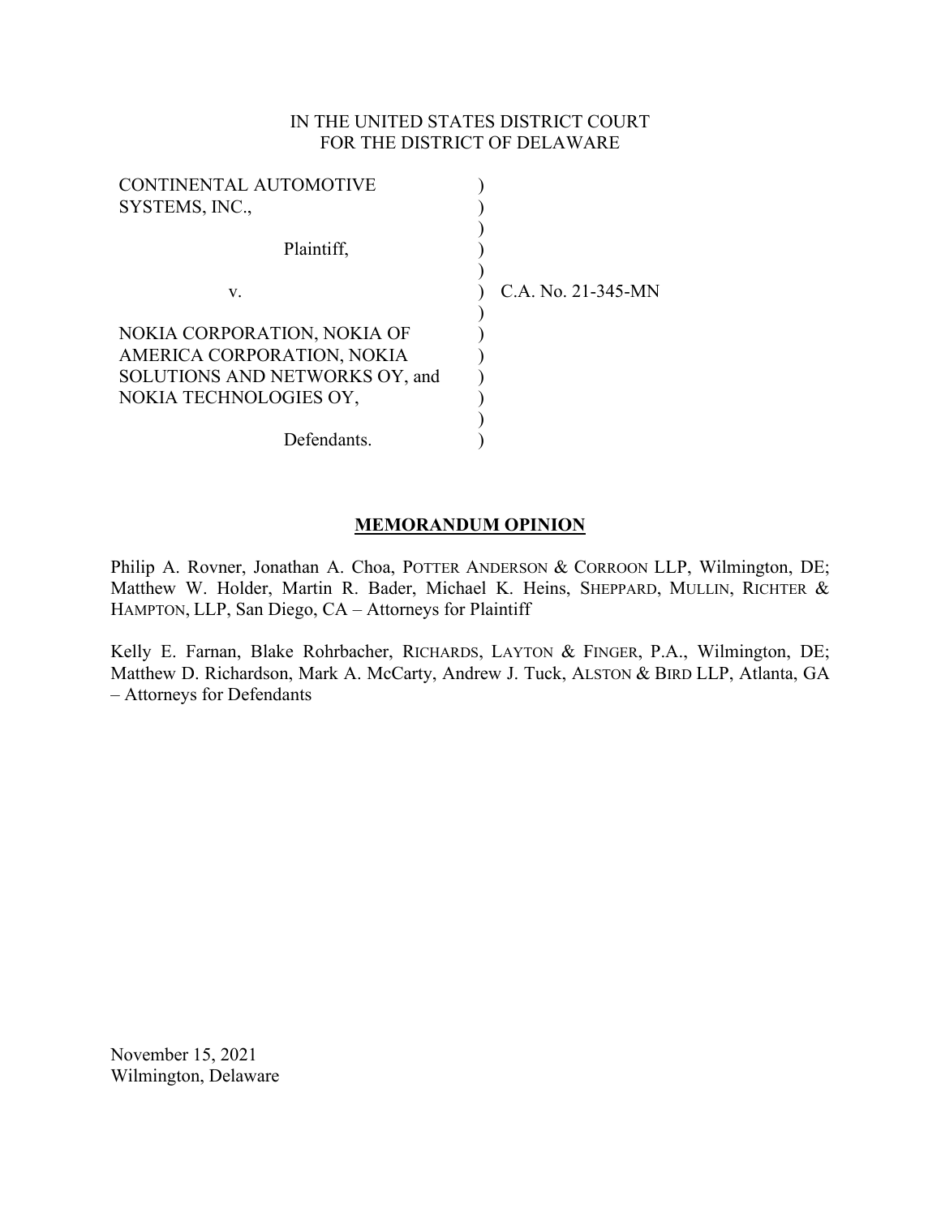IN THE UNITED STATES DISTRICT COURT
FOR THE DISTRICT OF DELAWARE

CONTINENTAL AUTOMOTIVE SYSTEMS, INC.,

Plaintiff,

v.

NOKIA CORPORATION, NOKIA OF AMERICA CORPORATION, NOKIA SOLUTIONS AND NETWORKS OY, and NOKIA TECHNOLOGIES OY,

Defendants.

C.A. No. 21-345-MN

## MEMORANDUM OPINION

Philip A. Rovner, Jonathan A. Choa, POTTER ANDERSON & CORROON LLP, Wilmington, DE; Matthew W. Holder, Martin R. Bader, Michael K. Heins, SHEPPARD, MULLIN, RICHTER & HAMPTON, LLP, San Diego, CA – Attorneys for Plaintiff

Kelly E. Farnan, Blake Rohrbacher, RICHARDS, LAYTON & FINGER, P.A., Wilmington, DE; Matthew D. Richardson, Mark A. McCarty, Andrew J. Tuck, ALSTON & BIRD LLP, Atlanta, GA – Attorneys for Defendants

November 15, 2021
Wilmington, Delaware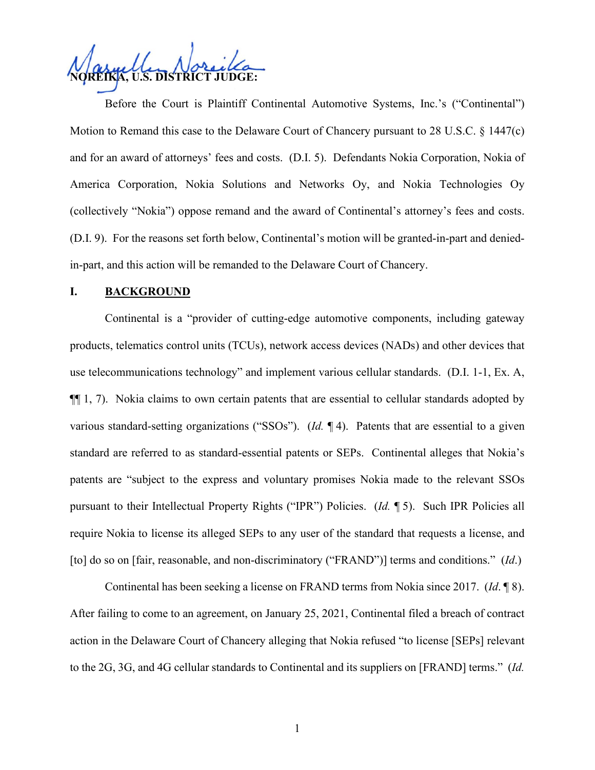**NOREIKA, U.S. DISTRICT JUDGE:**

Before the Court is Plaintiff Continental Automotive Systems, Inc.'s ("Continental") Motion to Remand this case to the Delaware Court of Chancery pursuant to 28 U.S.C. § 1447(c) and for an award of attorneys' fees and costs. (D.I. 5). Defendants Nokia Corporation, Nokia of America Corporation, Nokia Solutions and Networks Oy, and Nokia Technologies Oy (collectively "Nokia") oppose remand and the award of Continental's attorney's fees and costs. (D.I. 9). For the reasons set forth below, Continental's motion will be granted-in-part and denied-in-part, and this action will be remanded to the Delaware Court of Chancery.

## I. BACKGROUND

Continental is a "provider of cutting-edge automotive components, including gateway products, telematics control units (TCUs), network access devices (NADs) and other devices that use telecommunications technology" and implement various cellular standards. (D.I. 1-1, Ex. A, ¶¶ 1, 7). Nokia claims to own certain patents that are essential to cellular standards adopted by various standard-setting organizations ("SSOs"). (*Id.* ¶ 4). Patents that are essential to a given standard are referred to as standard-essential patents or SEPs. Continental alleges that Nokia's patents are "subject to the express and voluntary promises Nokia made to the relevant SSOs pursuant to their Intellectual Property Rights ("IPR") Policies. (*Id.* ¶ 5). Such IPR Policies all require Nokia to license its alleged SEPs to any user of the standard that requests a license, and [to] do so on [fair, reasonable, and non-discriminatory ("FRAND")] terms and conditions." (*Id.*)

Continental has been seeking a license on FRAND terms from Nokia since 2017. (*Id.* ¶ 8). After failing to come to an agreement, on January 25, 2021, Continental filed a breach of contract action in the Delaware Court of Chancery alleging that Nokia refused "to license [SEPs] relevant to the 2G, 3G, and 4G cellular standards to Continental and its suppliers on [FRAND] terms." (*Id.*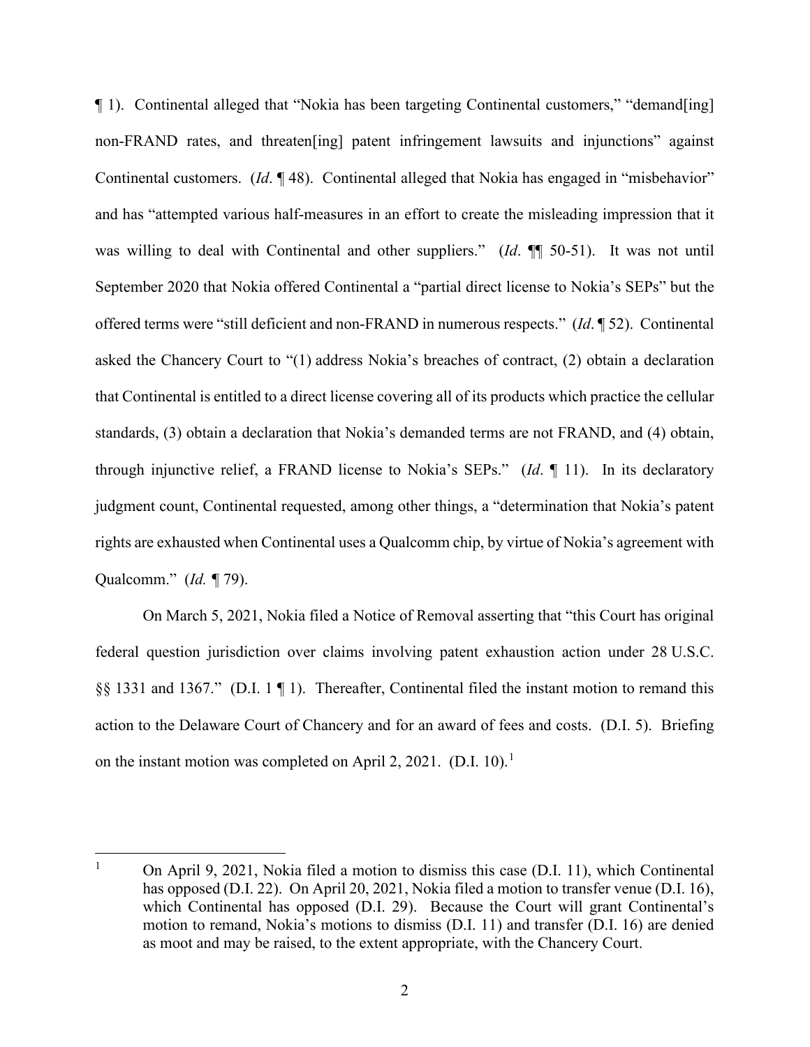¶ 1). Continental alleged that "Nokia has been targeting Continental customers," "demand[ing] non-FRAND rates, and threaten[ing] patent infringement lawsuits and injunctions" against Continental customers. (*Id*. ¶ 48). Continental alleged that Nokia has engaged in "misbehavior" and has "attempted various half-measures in an effort to create the misleading impression that it was willing to deal with Continental and other suppliers." (*Id*. ¶¶ 50-51). It was not until September 2020 that Nokia offered Continental a "partial direct license to Nokia's SEPs" but the offered terms were "still deficient and non-FRAND in numerous respects." (*Id*. ¶ 52). Continental asked the Chancery Court to "(1) address Nokia's breaches of contract, (2) obtain a declaration that Continental is entitled to a direct license covering all of its products which practice the cellular standards, (3) obtain a declaration that Nokia's demanded terms are not FRAND, and (4) obtain, through injunctive relief, a FRAND license to Nokia's SEPs." (*Id*. ¶ 11). In its declaratory judgment count, Continental requested, among other things, a "determination that Nokia's patent rights are exhausted when Continental uses a Qualcomm chip, by virtue of Nokia's agreement with Qualcomm." (*Id.* ¶ 79).

On March 5, 2021, Nokia filed a Notice of Removal asserting that "this Court has original federal question jurisdiction over claims involving patent exhaustion action under 28 U.S.C. §§ 1331 and 1367." (D.I. 1 ¶ 1). Thereafter, Continental filed the instant motion to remand this action to the Delaware Court of Chancery and for an award of fees and costs. (D.I. 5). Briefing on the instant motion was completed on April 2, 2021. (D.I. 10).[1]

[1] On April 9, 2021, Nokia filed a motion to dismiss this case (D.I. 11), which Continental has opposed (D.I. 22). On April 20, 2021, Nokia filed a motion to transfer venue (D.I. 16), which Continental has opposed (D.I. 29). Because the Court will grant Continental's motion to remand, Nokia's motions to dismiss (D.I. 11) and transfer (D.I. 16) are denied as moot and may be raised, to the extent appropriate, with the Chancery Court.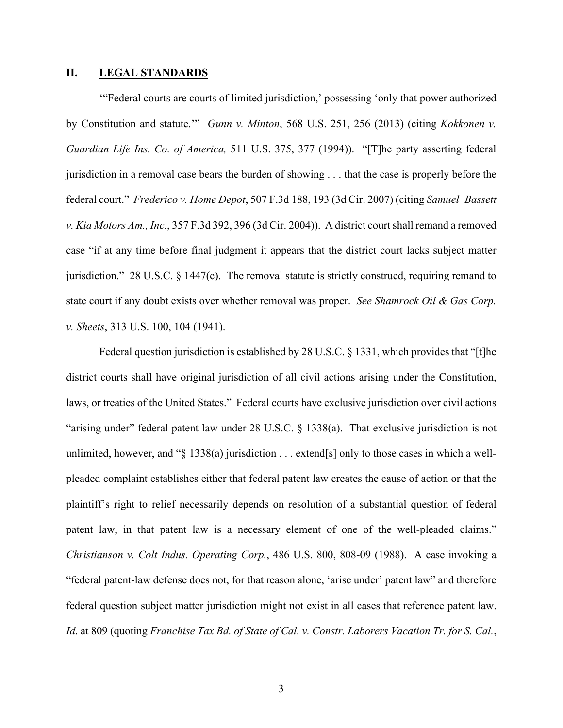## II. LEGAL STANDARDS

'"Federal courts are courts of limited jurisdiction,' possessing 'only that power authorized by Constitution and statute.'" *Gunn v. Minton*, 568 U.S. 251, 256 (2013) (citing *Kokkonen v. Guardian Life Ins. Co. of America,* 511 U.S. 375, 377 (1994)). "[T]he party asserting federal jurisdiction in a removal case bears the burden of showing . . . that the case is properly before the federal court." *Frederico v. Home Depot*, 507 F.3d 188, 193 (3d Cir. 2007) (citing *Samuel–Bassett v. Kia Motors Am., Inc.*, 357 F.3d 392, 396 (3d Cir. 2004)). A district court shall remand a removed case "if at any time before final judgment it appears that the district court lacks subject matter jurisdiction." 28 U.S.C. § 1447(c). The removal statute is strictly construed, requiring remand to state court if any doubt exists over whether removal was proper. *See Shamrock Oil & Gas Corp. v. Sheets*, 313 U.S. 100, 104 (1941).

Federal question jurisdiction is established by 28 U.S.C. § 1331, which provides that "[t]he district courts shall have original jurisdiction of all civil actions arising under the Constitution, laws, or treaties of the United States." Federal courts have exclusive jurisdiction over civil actions "arising under" federal patent law under 28 U.S.C. § 1338(a). That exclusive jurisdiction is not unlimited, however, and "§ 1338(a) jurisdiction . . . extend[s] only to those cases in which a well-pleaded complaint establishes either that federal patent law creates the cause of action or that the plaintiff's right to relief necessarily depends on resolution of a substantial question of federal patent law, in that patent law is a necessary element of one of the well-pleaded claims." *Christianson v. Colt Indus. Operating Corp.*, 486 U.S. 800, 808-09 (1988). A case invoking a "federal patent-law defense does not, for that reason alone, 'arise under' patent law" and therefore federal question subject matter jurisdiction might not exist in all cases that reference patent law. *Id*. at 809 (quoting *Franchise Tax Bd. of State of Cal. v. Constr. Laborers Vacation Tr. for S. Cal.*,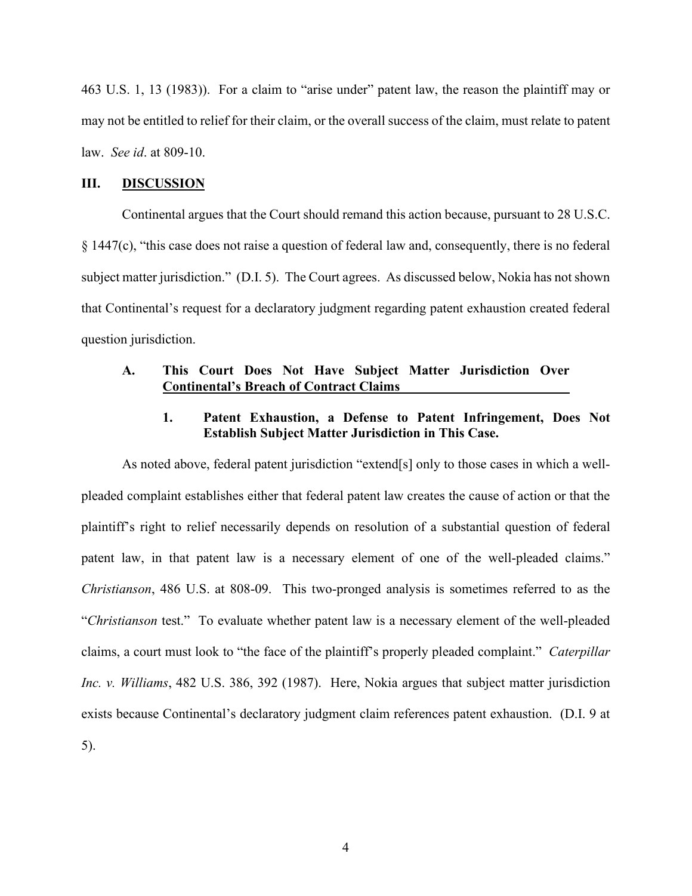463 U.S. 1, 13 (1983)). For a claim to "arise under" patent law, the reason the plaintiff may or may not be entitled to relief for their claim, or the overall success of the claim, must relate to patent law. *See id*. at 809-10.

## III. DISCUSSION

Continental argues that the Court should remand this action because, pursuant to 28 U.S.C. § 1447(c), "this case does not raise a question of federal law and, consequently, there is no federal subject matter jurisdiction." (D.I. 5). The Court agrees. As discussed below, Nokia has not shown that Continental's request for a declaratory judgment regarding patent exhaustion created federal question jurisdiction.

### A. This Court Does Not Have Subject Matter Jurisdiction Over Continental's Breach of Contract Claims

#### 1. Patent Exhaustion, a Defense to Patent Infringement, Does Not Establish Subject Matter Jurisdiction in This Case.

As noted above, federal patent jurisdiction "extend[s] only to those cases in which a well-pleaded complaint establishes either that federal patent law creates the cause of action or that the plaintiff's right to relief necessarily depends on resolution of a substantial question of federal patent law, in that patent law is a necessary element of one of the well-pleaded claims." *Christianson*, 486 U.S. at 808-09. This two-pronged analysis is sometimes referred to as the "*Christianson* test." To evaluate whether patent law is a necessary element of the well-pleaded claims, a court must look to "the face of the plaintiff's properly pleaded complaint." *Caterpillar Inc. v. Williams*, 482 U.S. 386, 392 (1987). Here, Nokia argues that subject matter jurisdiction exists because Continental's declaratory judgment claim references patent exhaustion. (D.I. 9 at 5).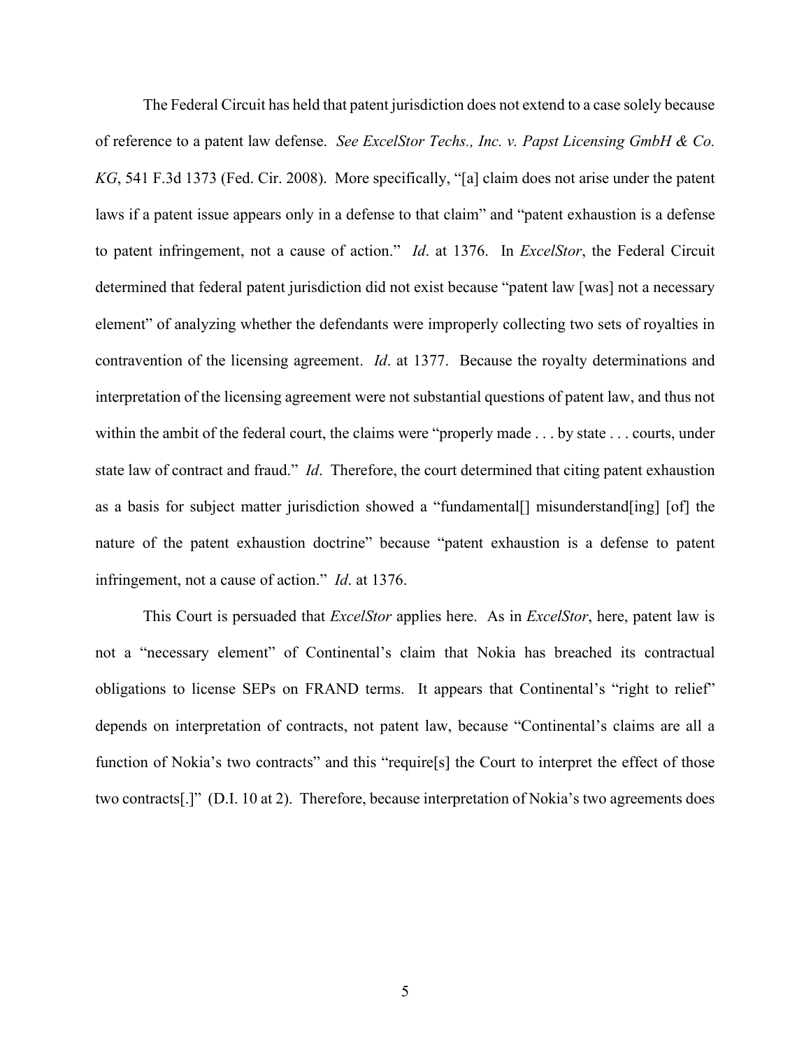The Federal Circuit has held that patent jurisdiction does not extend to a case solely because of reference to a patent law defense. *See ExcelStor Techs., Inc. v. Papst Licensing GmbH & Co. KG*, 541 F.3d 1373 (Fed. Cir. 2008). More specifically, "[a] claim does not arise under the patent laws if a patent issue appears only in a defense to that claim" and "patent exhaustion is a defense to patent infringement, not a cause of action." *Id*. at 1376. In *ExcelStor*, the Federal Circuit determined that federal patent jurisdiction did not exist because "patent law [was] not a necessary element" of analyzing whether the defendants were improperly collecting two sets of royalties in contravention of the licensing agreement. *Id*. at 1377. Because the royalty determinations and interpretation of the licensing agreement were not substantial questions of patent law, and thus not within the ambit of the federal court, the claims were "properly made . . . by state . . . courts, under state law of contract and fraud." *Id*. Therefore, the court determined that citing patent exhaustion as a basis for subject matter jurisdiction showed a "fundamental[] misunderstand[ing] [of] the nature of the patent exhaustion doctrine" because "patent exhaustion is a defense to patent infringement, not a cause of action." *Id*. at 1376.

This Court is persuaded that *ExcelStor* applies here. As in *ExcelStor*, here, patent law is not a "necessary element" of Continental's claim that Nokia has breached its contractual obligations to license SEPs on FRAND terms. It appears that Continental's "right to relief" depends on interpretation of contracts, not patent law, because "Continental's claims are all a function of Nokia's two contracts" and this "require[s] the Court to interpret the effect of those two contracts[.]" (D.I. 10 at 2). Therefore, because interpretation of Nokia's two agreements does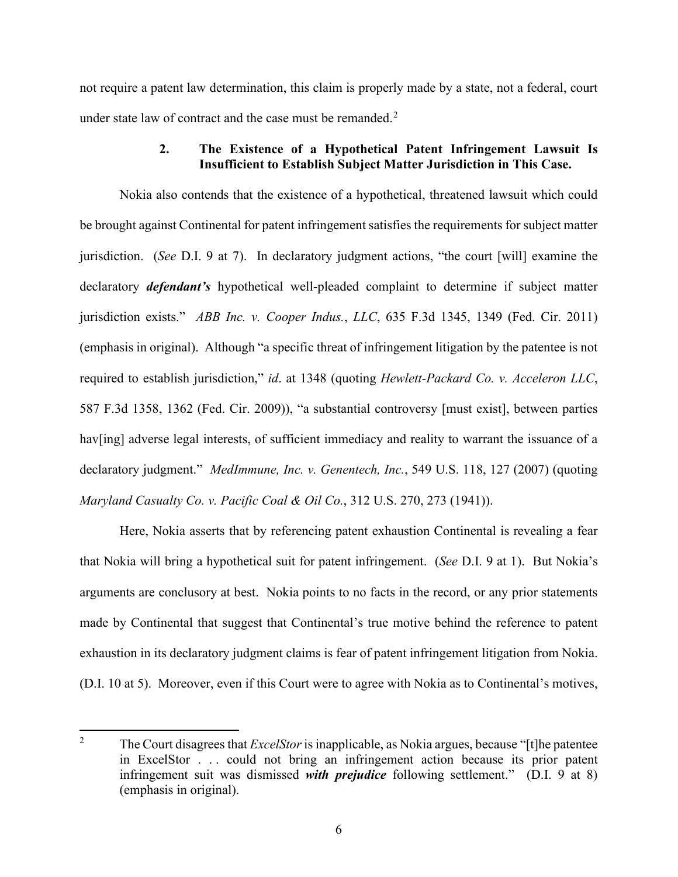not require a patent law determination, this claim is properly made by a state, not a federal, court under state law of contract and the case must be remanded.[2]

### 2. The Existence of a Hypothetical Patent Infringement Lawsuit Is Insufficient to Establish Subject Matter Jurisdiction in This Case.

Nokia also contends that the existence of a hypothetical, threatened lawsuit which could be brought against Continental for patent infringement satisfies the requirements for subject matter jurisdiction. (*See* D.I. 9 at 7). In declaratory judgment actions, "the court [will] examine the declaratory ***defendant's*** hypothetical well-pleaded complaint to determine if subject matter jurisdiction exists." *ABB Inc. v. Cooper Indus., LLC*, 635 F.3d 1345, 1349 (Fed. Cir. 2011) (emphasis in original). Although "a specific threat of infringement litigation by the patentee is not required to establish jurisdiction," *id*. at 1348 (quoting *Hewlett-Packard Co. v. Acceleron LLC*, 587 F.3d 1358, 1362 (Fed. Cir. 2009)), "a substantial controversy [must exist], between parties hav[ing] adverse legal interests, of sufficient immediacy and reality to warrant the issuance of a declaratory judgment." *MedImmune, Inc. v. Genentech, Inc.*, 549 U.S. 118, 127 (2007) (quoting *Maryland Casualty Co. v. Pacific Coal & Oil Co.*, 312 U.S. 270, 273 (1941)).

Here, Nokia asserts that by referencing patent exhaustion Continental is revealing a fear that Nokia will bring a hypothetical suit for patent infringement. (*See* D.I. 9 at 1). But Nokia's arguments are conclusory at best. Nokia points to no facts in the record, or any prior statements made by Continental that suggest that Continental's true motive behind the reference to patent exhaustion in its declaratory judgment claims is fear of patent infringement litigation from Nokia. (D.I. 10 at 5). Moreover, even if this Court were to agree with Nokia as to Continental's motives,

---

[2] The Court disagrees that *ExcelStor* is inapplicable, as Nokia argues, because "[t]he patentee in ExcelStor . . . could not bring an infringement action because its prior patent infringement suit was dismissed ***with prejudice*** following settlement." (D.I. 9 at 8) (emphasis in original).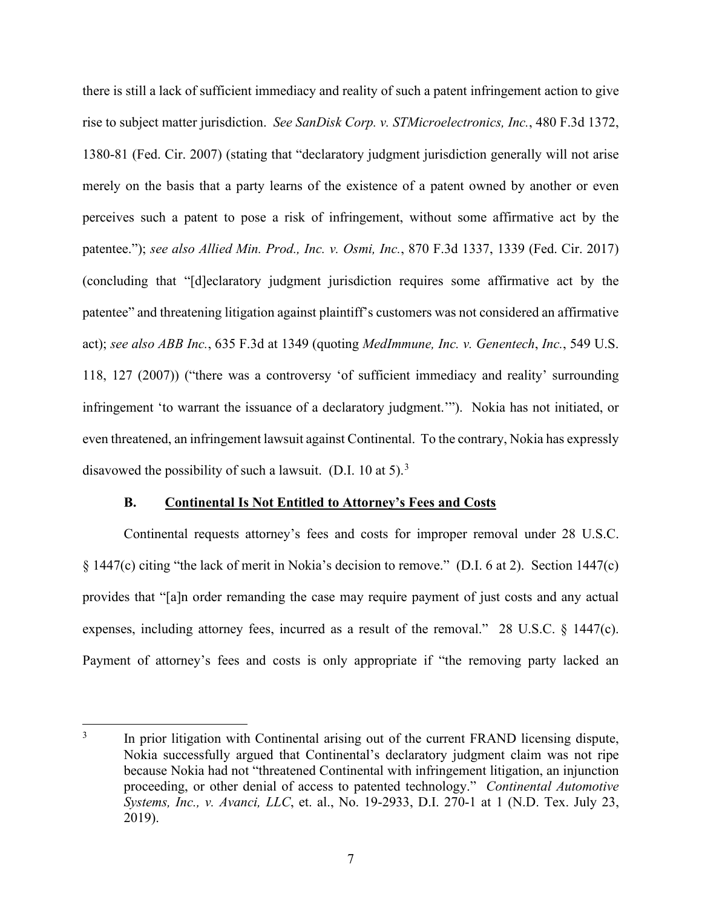there is still a lack of sufficient immediacy and reality of such a patent infringement action to give rise to subject matter jurisdiction. *See SanDisk Corp. v. STMicroelectronics, Inc.*, 480 F.3d 1372, 1380-81 (Fed. Cir. 2007) (stating that "declaratory judgment jurisdiction generally will not arise merely on the basis that a party learns of the existence of a patent owned by another or even perceives such a patent to pose a risk of infringement, without some affirmative act by the patentee."); *see also Allied Min. Prod., Inc. v. Osmi, Inc.*, 870 F.3d 1337, 1339 (Fed. Cir. 2017) (concluding that "[d]eclaratory judgment jurisdiction requires some affirmative act by the patentee" and threatening litigation against plaintiff's customers was not considered an affirmative act); *see also ABB Inc.*, 635 F.3d at 1349 (quoting *MedImmune, Inc. v. Genentech*, *Inc.*, 549 U.S. 118, 127 (2007)) ("there was a controversy 'of sufficient immediacy and reality' surrounding infringement 'to warrant the issuance of a declaratory judgment.'"). Nokia has not initiated, or even threatened, an infringement lawsuit against Continental. To the contrary, Nokia has expressly disavowed the possibility of such a lawsuit. (D.I. 10 at 5).[3]

### B. Continental Is Not Entitled to Attorney's Fees and Costs

Continental requests attorney's fees and costs for improper removal under 28 U.S.C. § 1447(c) citing "the lack of merit in Nokia's decision to remove." (D.I. 6 at 2). Section 1447(c) provides that "[a]n order remanding the case may require payment of just costs and any actual expenses, including attorney fees, incurred as a result of the removal." 28 U.S.C. § 1447(c). Payment of attorney's fees and costs is only appropriate if "the removing party lacked an

---

[3] In prior litigation with Continental arising out of the current FRAND licensing dispute, Nokia successfully argued that Continental's declaratory judgment claim was not ripe because Nokia had not "threatened Continental with infringement litigation, an injunction proceeding, or other denial of access to patented technology." *Continental Automotive Systems, Inc., v. Avanci, LLC*, et. al., No. 19-2933, D.I. 270-1 at 1 (N.D. Tex. July 23, 2019).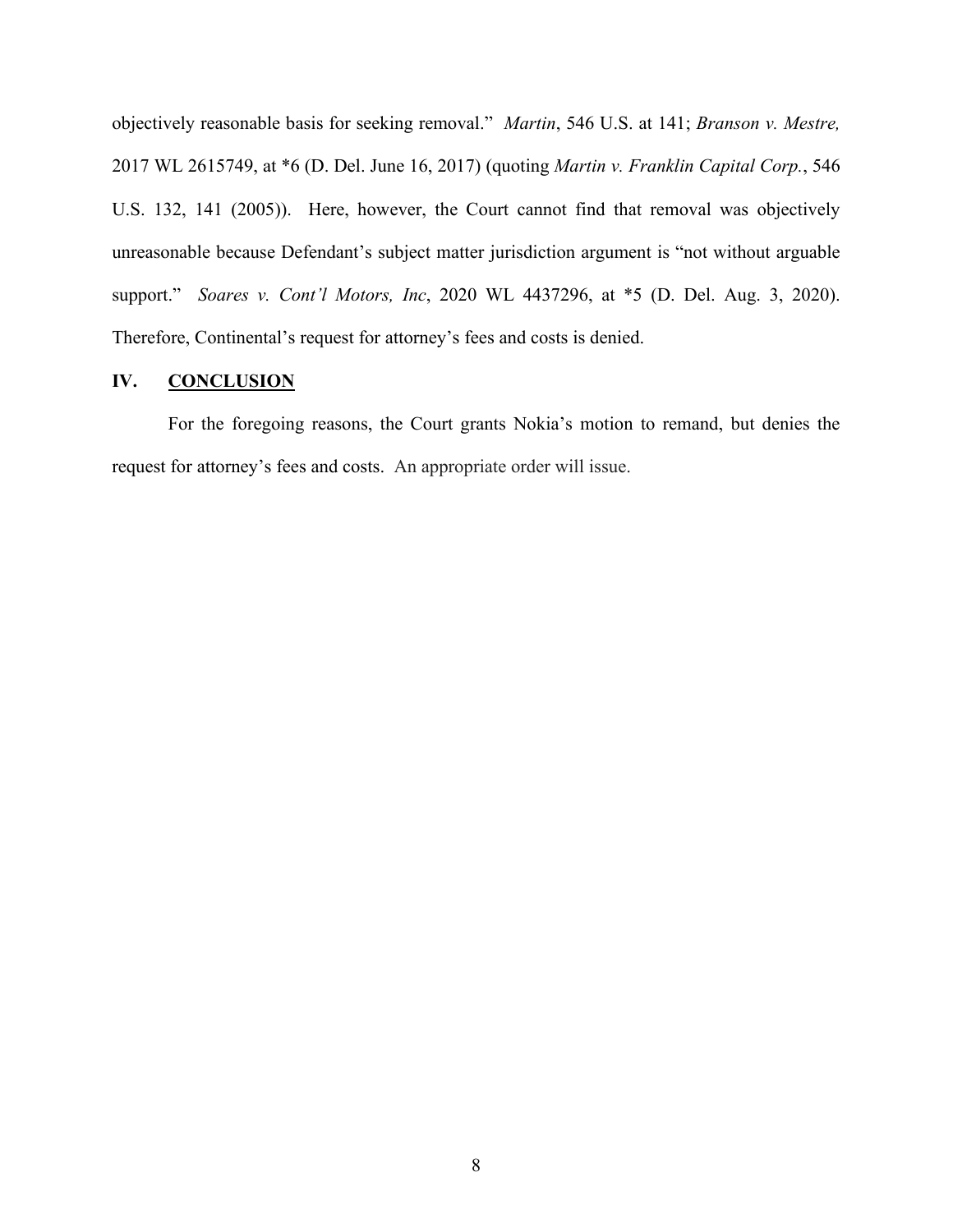objectively reasonable basis for seeking removal." *Martin*, 546 U.S. at 141; *Branson v. Mestre,* 2017 WL 2615749, at *6 (D. Del. June 16, 2017) (quoting *Martin v. Franklin Capital Corp.*, 546 U.S. 132, 141 (2005)). Here, however, the Court cannot find that removal was objectively unreasonable because Defendant's subject matter jurisdiction argument is "not without arguable support." *Soares v. Cont'l Motors, Inc*, 2020 WL 4437296, at *5 (D. Del. Aug. 3, 2020). Therefore, Continental's request for attorney's fees and costs is denied.

## IV. <u>CONCLUSION</u>

For the foregoing reasons, the Court grants Nokia's motion to remand, but denies the request for attorney's fees and costs. An appropriate order will issue.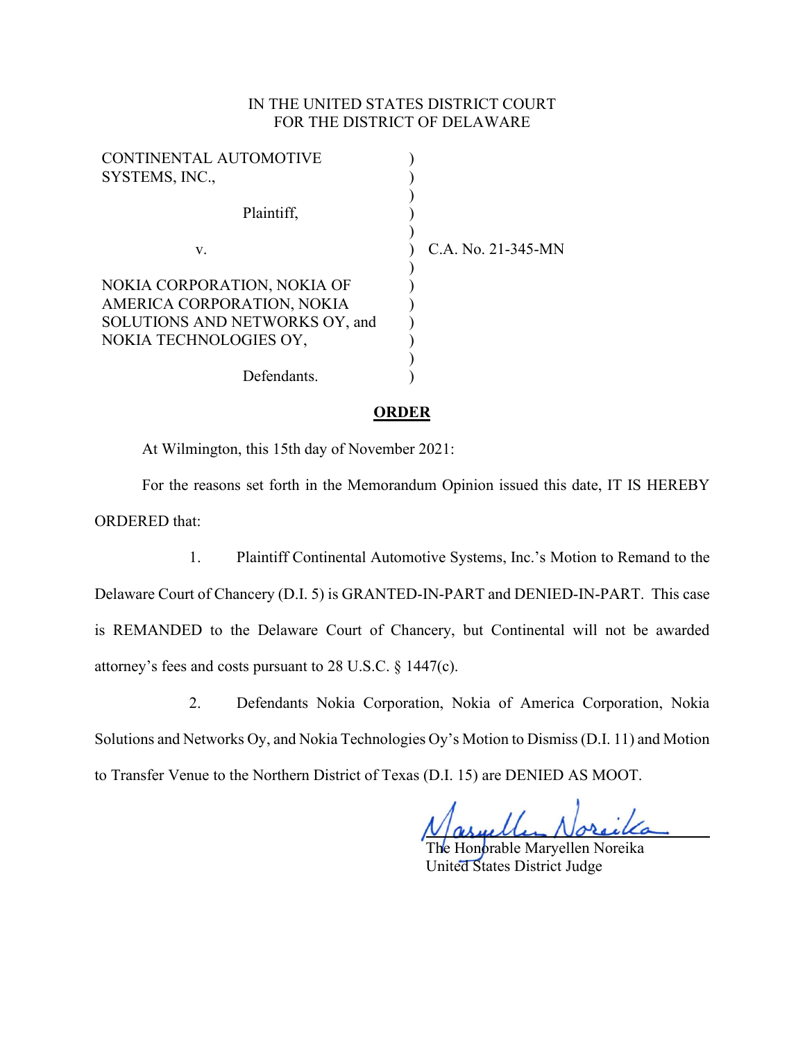IN THE UNITED STATES DISTRICT COURT
FOR THE DISTRICT OF DELAWARE

| | | |
|---|---|---|
| CONTINENTAL AUTOMOTIVE SYSTEMS, INC., | ) | |
| | ) | |
| Plaintiff, | ) | |
| | ) | |
| v. | ) | C.A. No. 21-345-MN |
| | ) | |
| NOKIA CORPORATION, NOKIA OF AMERICA CORPORATION, NOKIA SOLUTIONS AND NETWORKS OY, and NOKIA TECHNOLOGIES OY, | ) | |
| | ) | |
| Defendants. | ) | |

## ORDER

At Wilmington, this 15th day of November 2021:

For the reasons set forth in the Memorandum Opinion issued this date, IT IS HEREBY ORDERED that:

1. Plaintiff Continental Automotive Systems, Inc.'s Motion to Remand to the Delaware Court of Chancery (D.I. 5) is GRANTED-IN-PART and DENIED-IN-PART. This case is REMANDED to the Delaware Court of Chancery, but Continental will not be awarded attorney's fees and costs pursuant to 28 U.S.C. § 1447(c).

2. Defendants Nokia Corporation, Nokia of America Corporation, Nokia Solutions and Networks Oy, and Nokia Technologies Oy's Motion to Dismiss (D.I. 11) and Motion to Transfer Venue to the Northern District of Texas (D.I. 15) are DENIED AS MOOT.

The Honorable Maryellen Noreika
United States District Judge